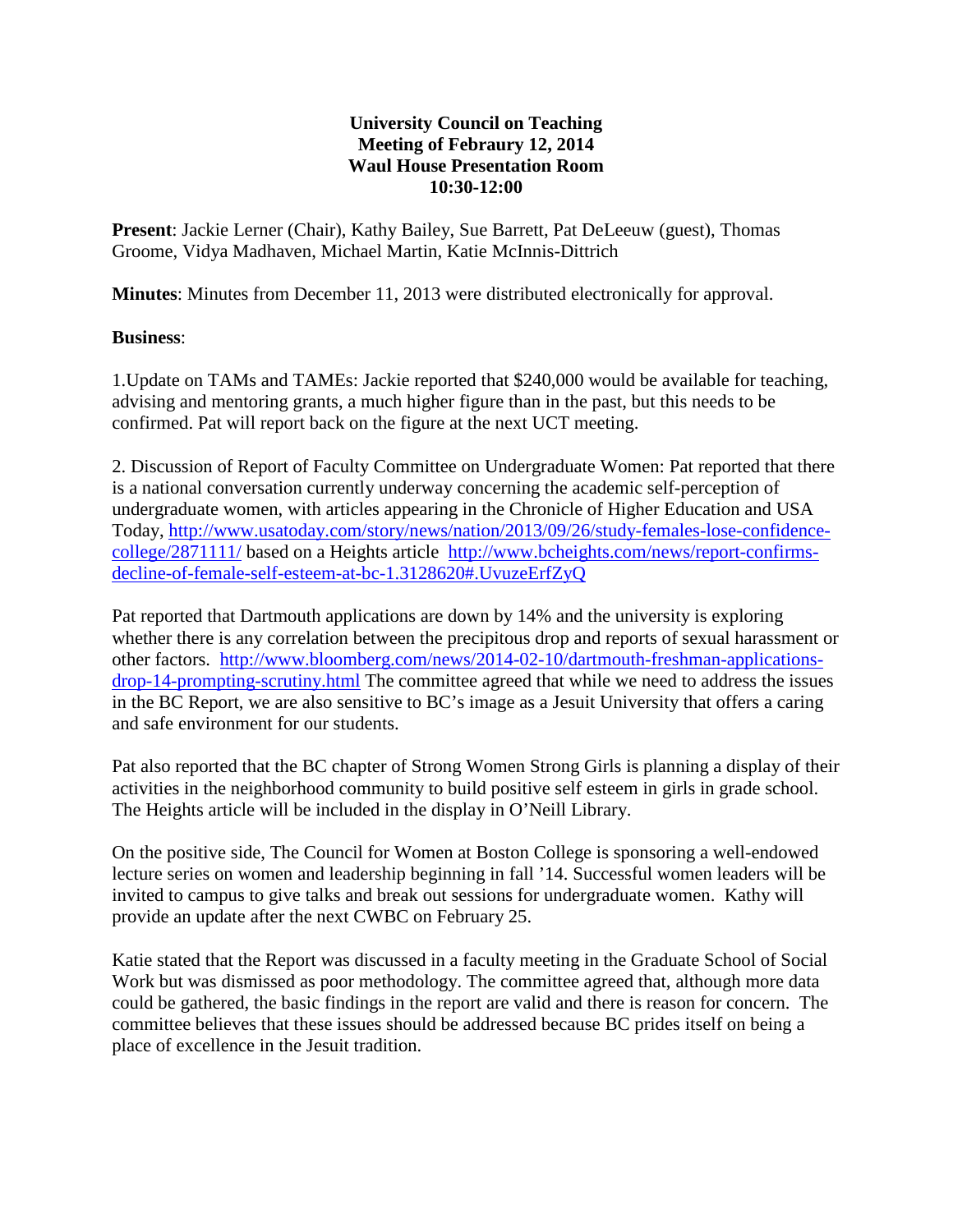**University Council on Teaching**
**Meeting of Febraury 12, 2014**
**Waul House Presentation Room**
**10:30-12:00**

**Present**: Jackie Lerner (Chair), Kathy Bailey, Sue Barrett, Pat DeLeeuw (guest), Thomas Groome, Vidya Madhaven, Michael Martin, Katie McInnis-Dittrich

**Minutes**: Minutes from December 11, 2013 were distributed electronically for approval.

**Business**:

1.Update on TAMs and TAMEs: Jackie reported that $240,000 would be available for teaching, advising and mentoring grants, a much higher figure than in the past, but this needs to be confirmed. Pat will report back on the figure at the next UCT meeting.

2. Discussion of Report of Faculty Committee on Undergraduate Women: Pat reported that there is a national conversation currently underway concerning the academic self-perception of undergraduate women, with articles appearing in the Chronicle of Higher Education and USA Today, http://www.usatoday.com/story/news/nation/2013/09/26/study-females-lose-confidence-college/2871111/ based on a Heights article http://www.bcheights.com/news/report-confirms-decline-of-female-self-esteem-at-bc-1.3128620#.UvuzeErfZyQ

Pat reported that Dartmouth applications are down by 14% and the university is exploring whether there is any correlation between the precipitous drop and reports of sexual harassment or other factors. http://www.bloomberg.com/news/2014-02-10/dartmouth-freshman-applications-drop-14-prompting-scrutiny.html The committee agreed that while we need to address the issues in the BC Report, we are also sensitive to BC's image as a Jesuit University that offers a caring and safe environment for our students.

Pat also reported that the BC chapter of Strong Women Strong Girls is planning a display of their activities in the neighborhood community to build positive self esteem in girls in grade school. The Heights article will be included in the display in O'Neill Library.

On the positive side, The Council for Women at Boston College is sponsoring a well-endowed lecture series on women and leadership beginning in fall '14. Successful women leaders will be invited to campus to give talks and break out sessions for undergraduate women. Kathy will provide an update after the next CWBC on February 25.

Katie stated that the Report was discussed in a faculty meeting in the Graduate School of Social Work but was dismissed as poor methodology. The committee agreed that, although more data could be gathered, the basic findings in the report are valid and there is reason for concern. The committee believes that these issues should be addressed because BC prides itself on being a place of excellence in the Jesuit tradition.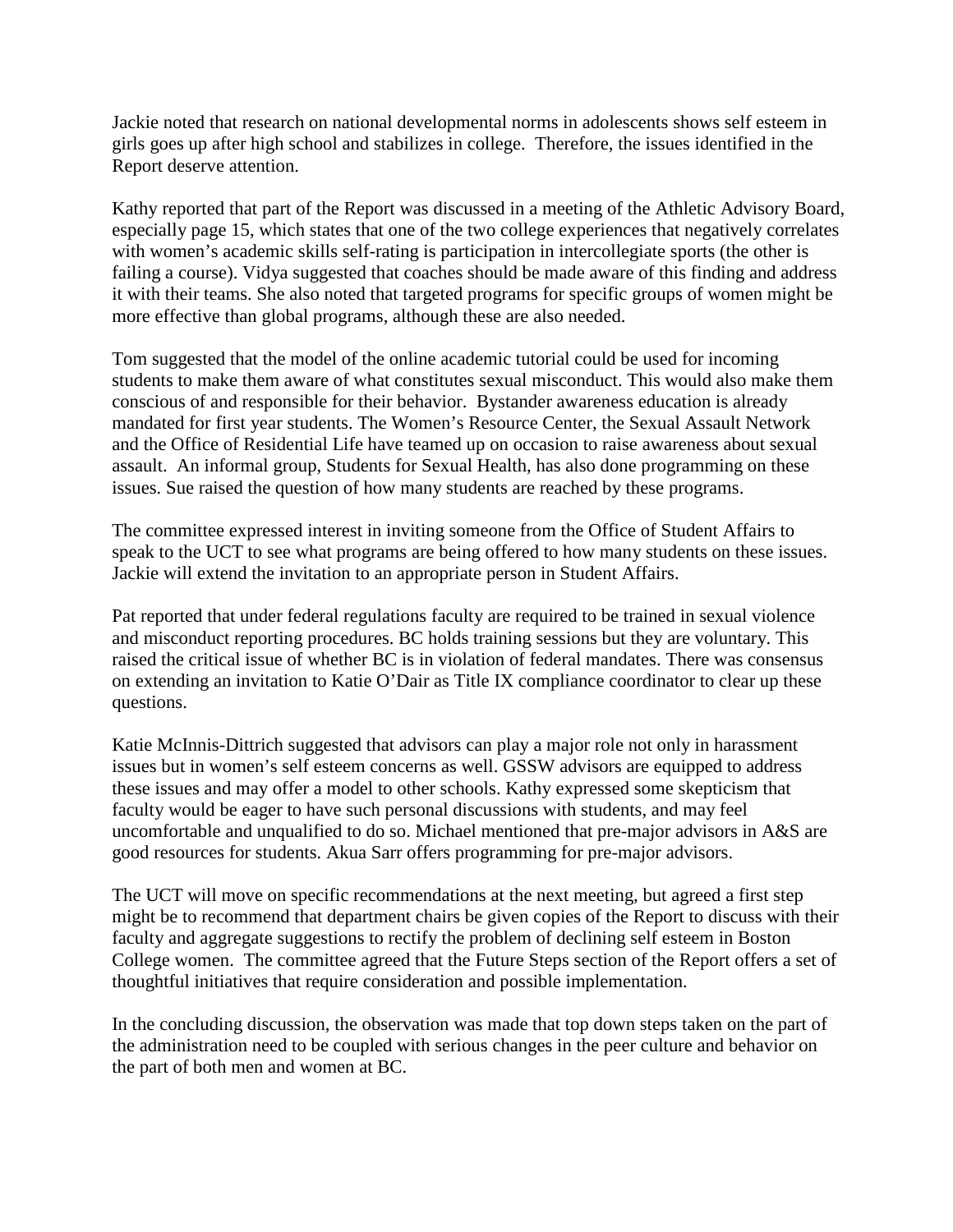Jackie noted that research on national developmental norms in adolescents shows self esteem in girls goes up after high school and stabilizes in college. Therefore, the issues identified in the Report deserve attention.

Kathy reported that part of the Report was discussed in a meeting of the Athletic Advisory Board, especially page 15, which states that one of the two college experiences that negatively correlates with women's academic skills self-rating is participation in intercollegiate sports (the other is failing a course). Vidya suggested that coaches should be made aware of this finding and address it with their teams. She also noted that targeted programs for specific groups of women might be more effective than global programs, although these are also needed.

Tom suggested that the model of the online academic tutorial could be used for incoming students to make them aware of what constitutes sexual misconduct. This would also make them conscious of and responsible for their behavior. Bystander awareness education is already mandated for first year students. The Women's Resource Center, the Sexual Assault Network and the Office of Residential Life have teamed up on occasion to raise awareness about sexual assault. An informal group, Students for Sexual Health, has also done programming on these issues. Sue raised the question of how many students are reached by these programs.

The committee expressed interest in inviting someone from the Office of Student Affairs to speak to the UCT to see what programs are being offered to how many students on these issues. Jackie will extend the invitation to an appropriate person in Student Affairs.

Pat reported that under federal regulations faculty are required to be trained in sexual violence and misconduct reporting procedures. BC holds training sessions but they are voluntary. This raised the critical issue of whether BC is in violation of federal mandates. There was consensus on extending an invitation to Katie O'Dair as Title IX compliance coordinator to clear up these questions.

Katie McInnis-Dittrich suggested that advisors can play a major role not only in harassment issues but in women's self esteem concerns as well. GSSW advisors are equipped to address these issues and may offer a model to other schools. Kathy expressed some skepticism that faculty would be eager to have such personal discussions with students, and may feel uncomfortable and unqualified to do so. Michael mentioned that pre-major advisors in A&S are good resources for students. Akua Sarr offers programming for pre-major advisors.

The UCT will move on specific recommendations at the next meeting, but agreed a first step might be to recommend that department chairs be given copies of the Report to discuss with their faculty and aggregate suggestions to rectify the problem of declining self esteem in Boston College women. The committee agreed that the Future Steps section of the Report offers a set of thoughtful initiatives that require consideration and possible implementation.

In the concluding discussion, the observation was made that top down steps taken on the part of the administration need to be coupled with serious changes in the peer culture and behavior on the part of both men and women at BC.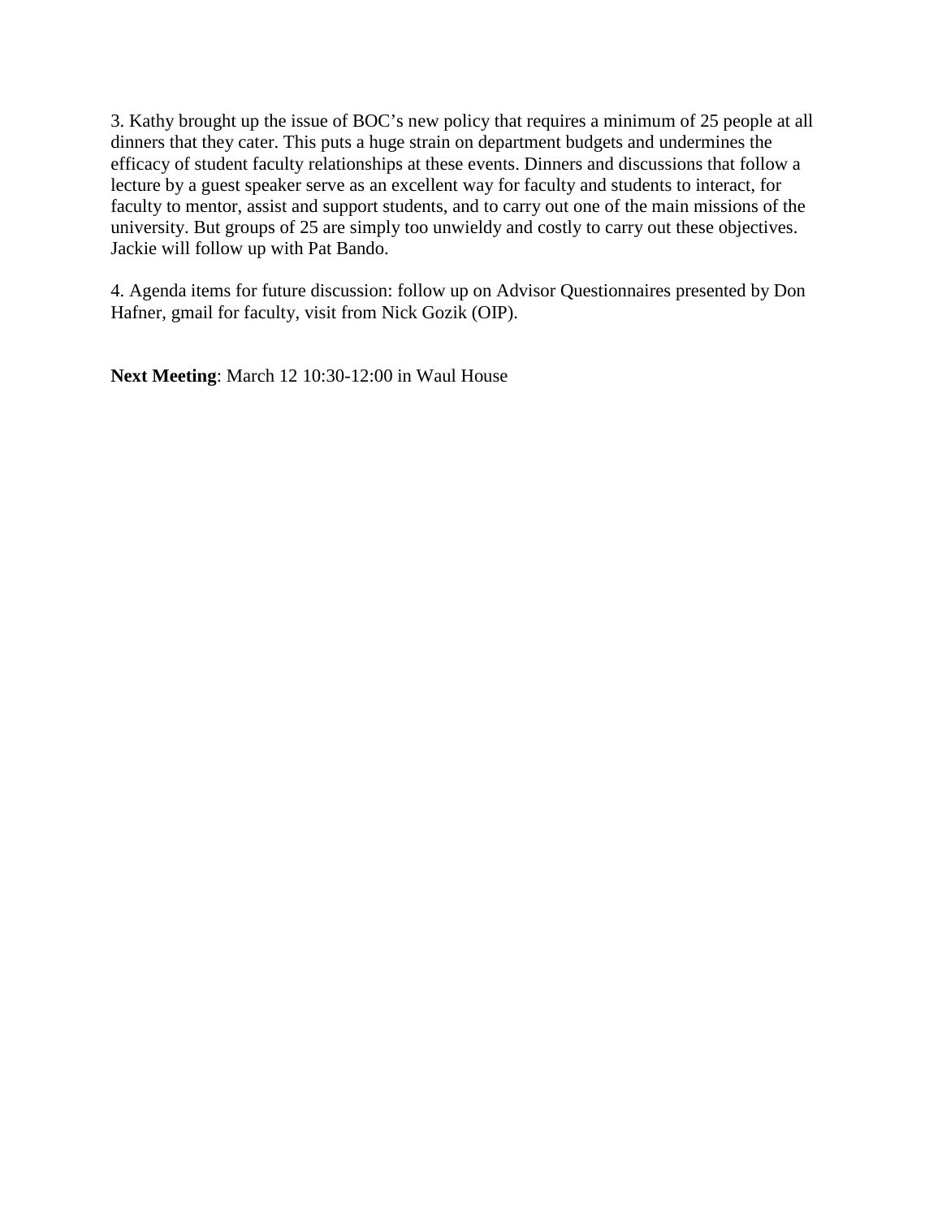3. Kathy brought up the issue of BOC's new policy that requires a minimum of 25 people at all dinners that they cater. This puts a huge strain on department budgets and undermines the efficacy of student faculty relationships at these events. Dinners and discussions that follow a lecture by a guest speaker serve as an excellent way for faculty and students to interact, for faculty to mentor, assist and support students, and to carry out one of the main missions of the university. But groups of 25 are simply too unwieldy and costly to carry out these objectives. Jackie will follow up with Pat Bando.

4. Agenda items for future discussion: follow up on Advisor Questionnaires presented by Don Hafner, gmail for faculty, visit from Nick Gozik (OIP).

**Next Meeting**: March 12 10:30-12:00 in Waul House